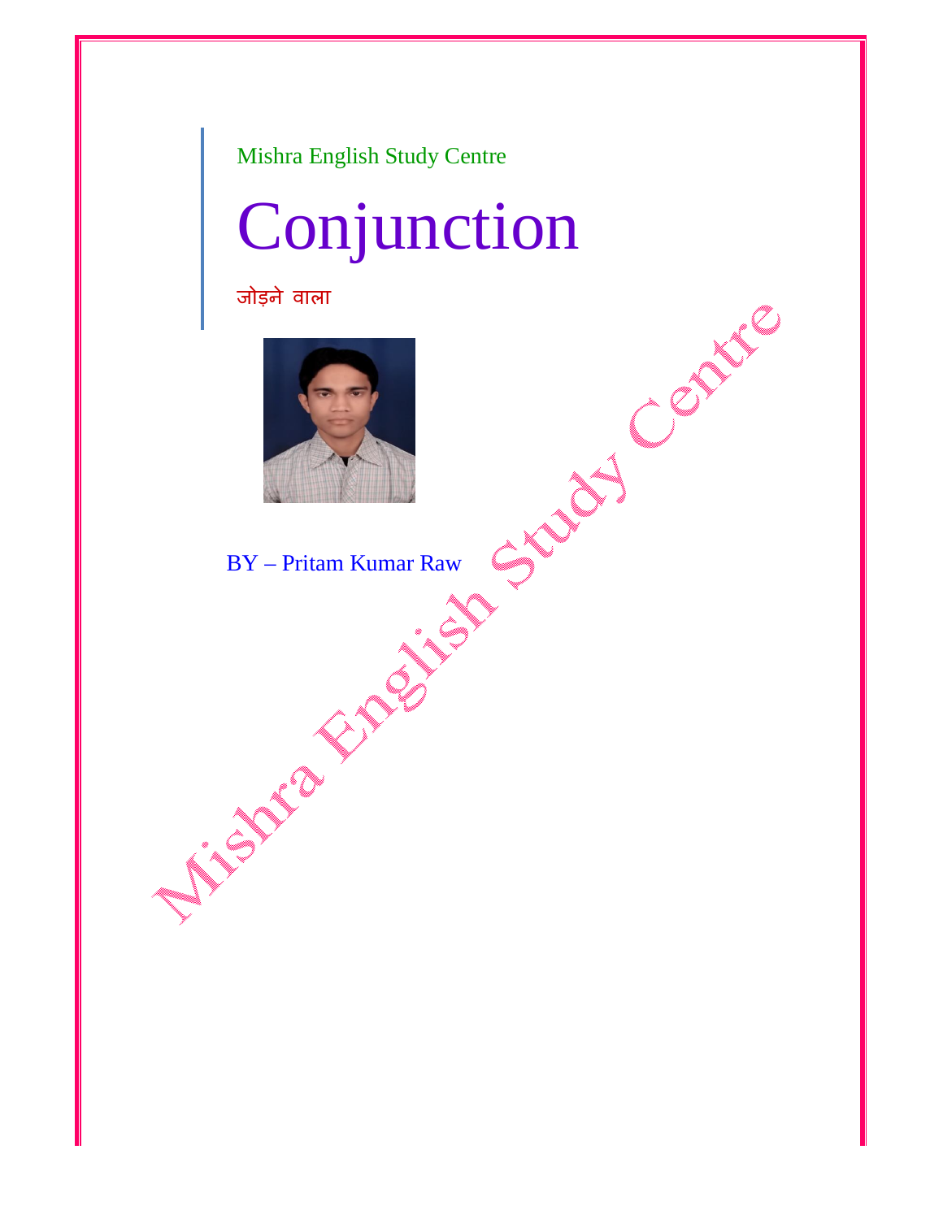Mishra English Study Centre

# Conjunction

जोड़ने वाला

BY – Pritam Kumar Raw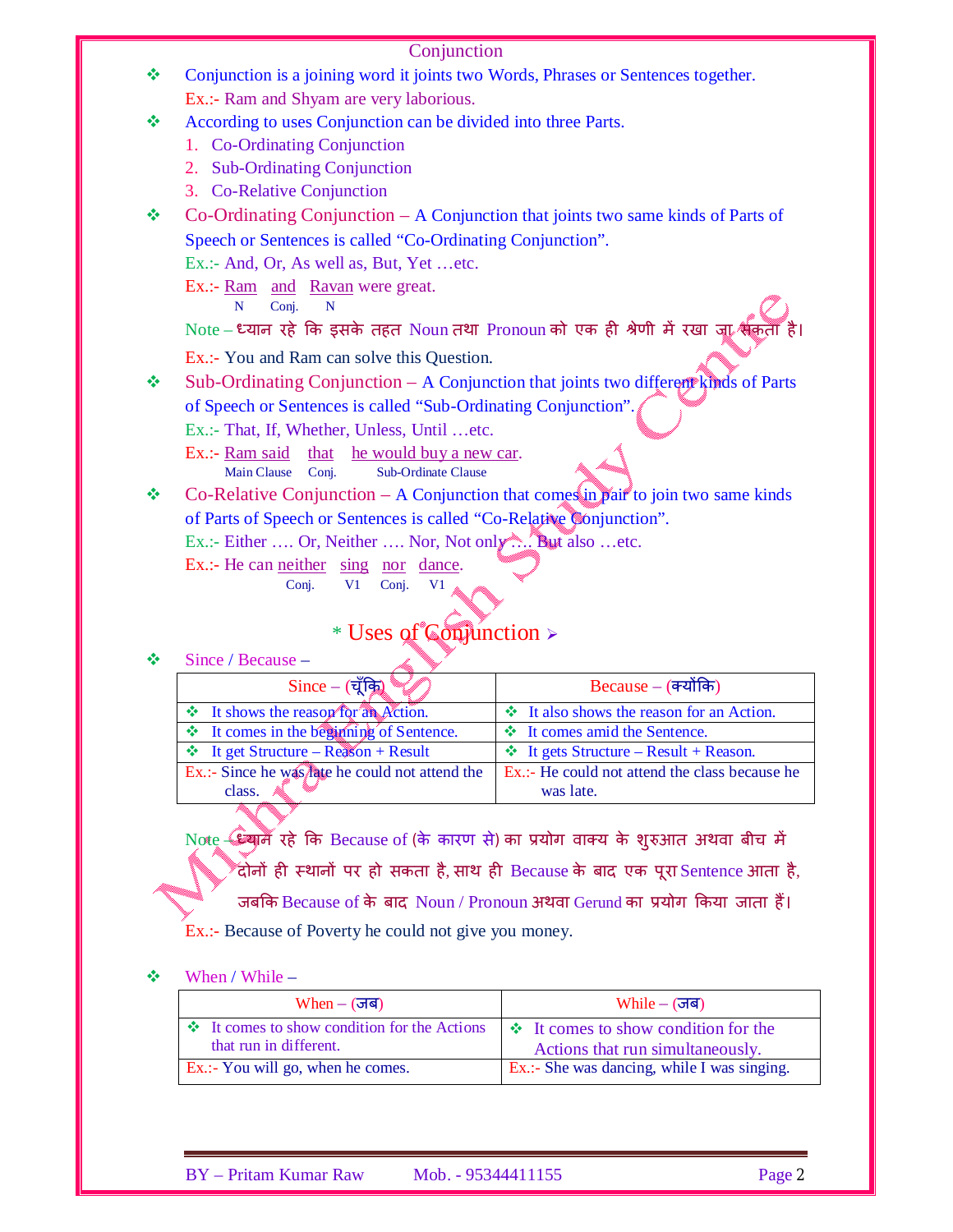# Conjunction

- Conjunction is a joining word it joints two Words, Phrases or Sentences together.
  Ex.:- Ram and Shyam are very laborious.
- According to uses Conjunction can be divided into three Parts.
  1. Co-Ordinating Conjunction
  2. Sub-Ordinating Conjunction
  3. Co-Relative Conjunction
- Co-Ordinating Conjunction – A Conjunction that joints two same kinds of Parts of Speech or Sentences is called "Co-Ordinating Conjunction".
  Ex.:- And, Or, As well as, But, Yet …etc.
  Ex.:- Ram (N) and (Conj.) Ravan (N) were great.
  Note – ध्यान रहे कि इसके तहत Noun तथा Pronoun को एक ही श्रेणी में रखा जा सकता है।
  Ex.:- You and Ram can solve this Question.
- Sub-Ordinating Conjunction – A Conjunction that joints two different kinds of Parts of Speech or Sentences is called "Sub-Ordinating Conjunction".
  Ex.:- That, If, Whether, Unless, Until …etc.
  Ex.:- Ram said (Main Clause) that (Conj.) he would buy a new car (Sub-Ordinate Clause).
- Co-Relative Conjunction – A Conjunction that comes in pair to join two same kinds of Parts of Speech or Sentences is called "Co-Relative Conjunction".
  Ex.:- Either …. Or, Neither …. Nor, Not only …. But also …etc.
  Ex.:- He can neither (Conj.) sing (V1) nor (Conj.) dance (V1).

## * Uses of Conjunction ➢

- Since / Because –

| Since – (चूँकि) | Because – (क्योंकि) |
|---|---|
| ❖ It shows the reason for an Action. | ❖ It also shows the reason for an Action. |
| ❖ It comes in the beginning of Sentence. | ❖ It comes amid the Sentence. |
| ❖ It get Structure – Reason + Result | ❖ It gets Structure – Result + Reason. |
| Ex.:- Since he was late he could not attend the class. | Ex.:- He could not attend the class because he was late. |

Note – ध्यान रहे कि Because of (के कारण से) का प्रयोग वाक्य के शुरुआत अथवा बीच में दोनों ही स्थानों पर हो सकता है, साथ ही Because के बाद एक पूरा Sentence आता है, जबकि Because of के बाद Noun / Pronoun अथवा Gerund का प्रयोग किया जाता हैं।
Ex.:- Because of Poverty he could not give you money.

- When / While –

| When – (जब) | While – (जब) |
|---|---|
| ❖ It comes to show condition for the Actions that run in different. | ❖ It comes to show condition for the Actions that run simultaneously. |
| Ex.:- You will go, when he comes. | Ex.:- She was dancing, while I was singing. |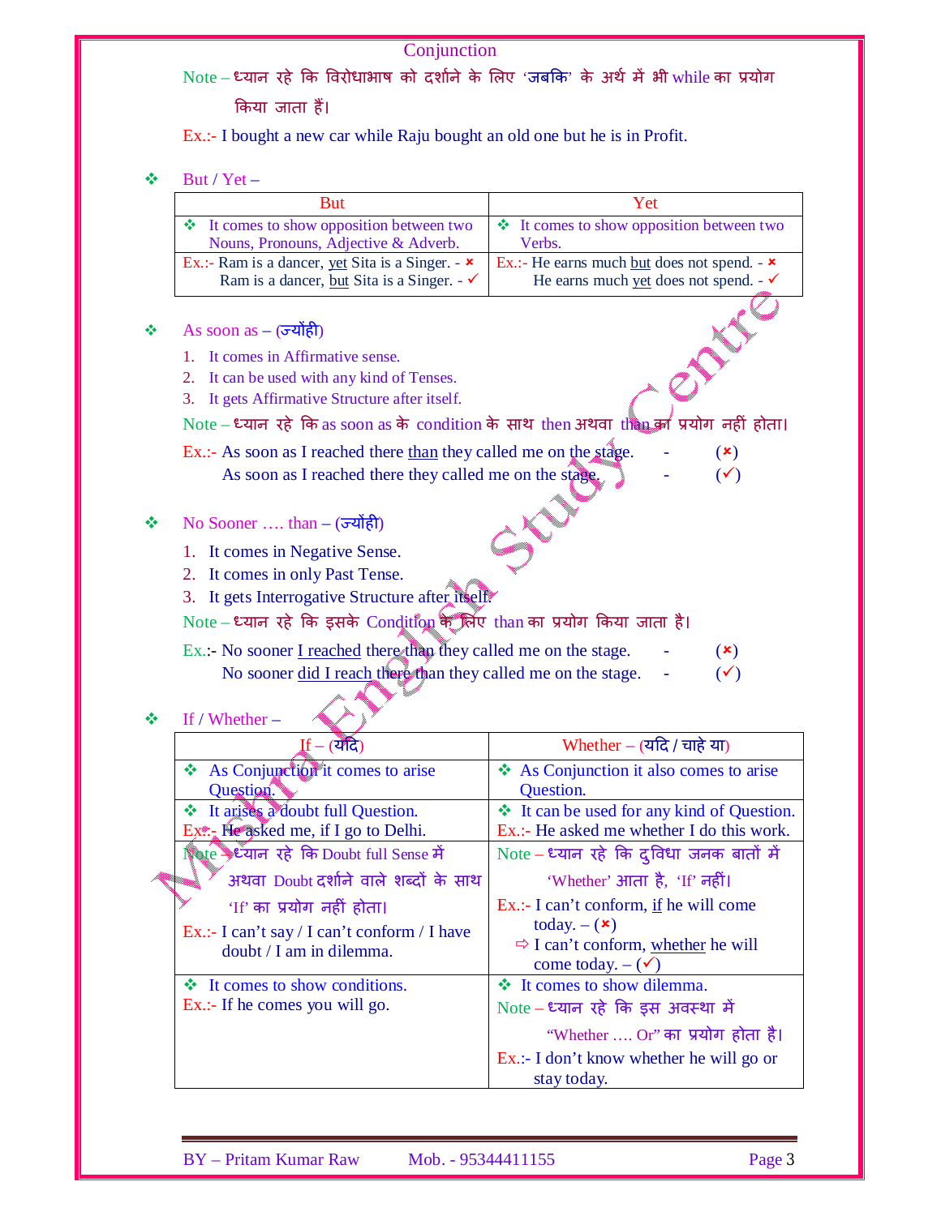## Conjunction

Note – ध्यान रहे कि विरोधाभाष को दर्शाने के लिए 'जबकि' के अर्थ में भी while का प्रयोग किया जाता हैं।

Ex.:- I bought a new car while Raju bought an old one but he is in Profit.

❖ **But / Yet –**

| But | Yet |
|---|---|
| ❖ It comes to show opposition between two Nouns, Pronouns, Adjective & Adverb. | ❖ It comes to show opposition between two Verbs. |
| Ex.:- Ram is a dancer, yet Sita is a Singer. - ✗<br>Ram is a dancer, but Sita is a Singer. - ✓ | Ex.:- He earns much but does not spend. - ✗<br>He earns much yet does not spend. - ✓ |

❖ **As soon as – (ज्योंही)**

1. It comes in Affirmative sense.
2. It can be used with any kind of Tenses.
3. It gets Affirmative Structure after itself.

Note – ध्यान रहे कि as soon as के condition के साथ then अथवा than का प्रयोग नहीं होता।

Ex.:- As soon as I reached there than they called me on the stage. - (✗)
As soon as I reached there they called me on the stage. - (✓)

❖ **No Sooner …. than – (ज्योंही)**

1. It comes in Negative Sense.
2. It comes in only Past Tense.
3. It gets Interrogative Structure after itself.

Note – ध्यान रहे कि इसके Condition के लिए than का प्रयोग किया जाता है।

Ex.:- No sooner I reached there than they called me on the stage. - (✗)
No sooner did I reach there than they called me on the stage. - (✓)

❖ **If / Whether –**

| If – (यदि) | Whether – (यदि / चाहे या) |
|---|---|
| ❖ As Conjunction it comes to arise Question. | ❖ As Conjunction it also comes to arise Question. |
| ❖ It arises a doubt full Question.<br>Ex.:- He asked me, if I go to Delhi. | ❖ It can be used for any kind of Question.<br>Ex.:- He asked me whether I do this work. |
| Note – ध्यान रहे कि Doubt full Sense में अथवा Doubt दर्शाने वाले शब्दों के साथ 'If' का प्रयोग नहीं होता।<br>Ex.:- I can't say / I can't conform / I have doubt / I am in dilemma. | Note – ध्यान रहे कि दुविधा जनक बातों में 'Whether' आता है, 'If' नहीं।<br>Ex.:- I can't conform, if he will come today. – (✗)<br>⇨ I can't conform, whether he will come today. – (✓) |
| ❖ It comes to show conditions.<br>Ex.:- If he comes you will go. | ❖ It comes to show dilemma.<br>Note – ध्यान रहे कि इस अवस्था में "Whether …. Or" का प्रयोग होता है।<br>Ex.:- I don't know whether he will go or stay today. |

BY – Pritam Kumar Raw Mob. - 95344411155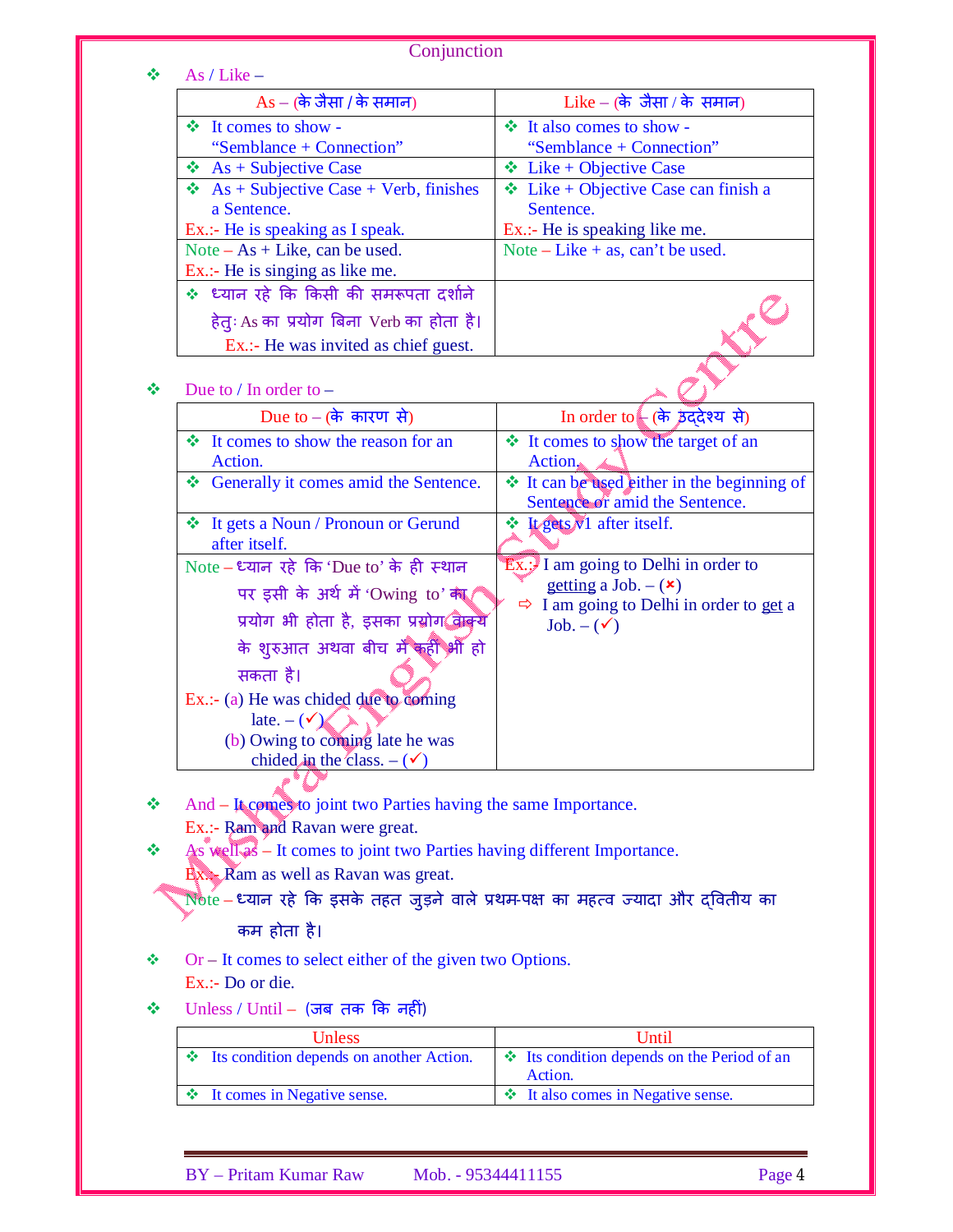# Conjunction

❖ As / Like –

| As – (के जैसा / के समान) | Like – (के जैसा / के समान) |
|---|---|
| ❖ It comes to show - "Semblance + Connection" | ❖ It also comes to show - "Semblance + Connection" |
| ❖ As + Subjective Case | ❖ Like + Objective Case |
| ❖ As + Subjective Case + Verb, finishes a Sentence. Ex.:- He is speaking as I speak. | ❖ Like + Objective Case can finish a Sentence. Ex.:- He is speaking like me. |
| Note – As + Like, can be used. Ex.:- He is singing as like me. | Note – Like + as, can't be used. |
| ❖ ध्यान रहे कि किसी की समरूपता दर्शाने हेतुः As का प्रयोग बिना Verb का होता है। Ex.:- He was invited as chief guest. | |

❖ Due to / In order to –

| Due to – (के कारण से) | In order to – (के उद्देश्य से) |
|---|---|
| ❖ It comes to show the reason for an Action. | ❖ It comes to show the target of an Action. |
| ❖ Generally it comes amid the Sentence. | ❖ It can be used either in the beginning of Sentence or amid the Sentence. |
| ❖ It gets a Noun / Pronoun or Gerund after itself. | ❖ It gets V1 after itself. |
| Note – ध्यान रहे कि 'Due to' के ही स्थान पर इसी के अर्थ में 'Owing to' का प्रयोग भी होता है, इसका प्रयोग वाक्य के शुरुआत अथवा बीच में कहीं भी हो सकता है। Ex.:- (a) He was chided due to coming late. – (✓) (b) Owing to coming late he was chided in the class. – (✓) | Ex.:- I am going to Delhi in order to getting a Job. – (✗) ⇨ I am going to Delhi in order to get a Job. – (✓) |

❖ And – It comes to joint two Parties having the same Importance.
Ex.:- Ram and Ravan were great.

❖ As well as – It comes to joint two Parties having different Importance.
Ex.:- Ram as well as Ravan was great.
Note – ध्यान रहे कि इसके तहत जुड़ने वाले प्रथम-पक्ष का महत्व ज्यादा और द्वितीय का कम होता है।

❖ Or – It comes to select either of the given two Options.
Ex.:- Do or die.

❖ Unless / Until – (जब तक कि नहीं)

| Unless | Until |
|---|---|
| ❖ Its condition depends on another Action. | ❖ Its condition depends on the Period of an Action. |
| ❖ It comes in Negative sense. | ❖ It also comes in Negative sense. |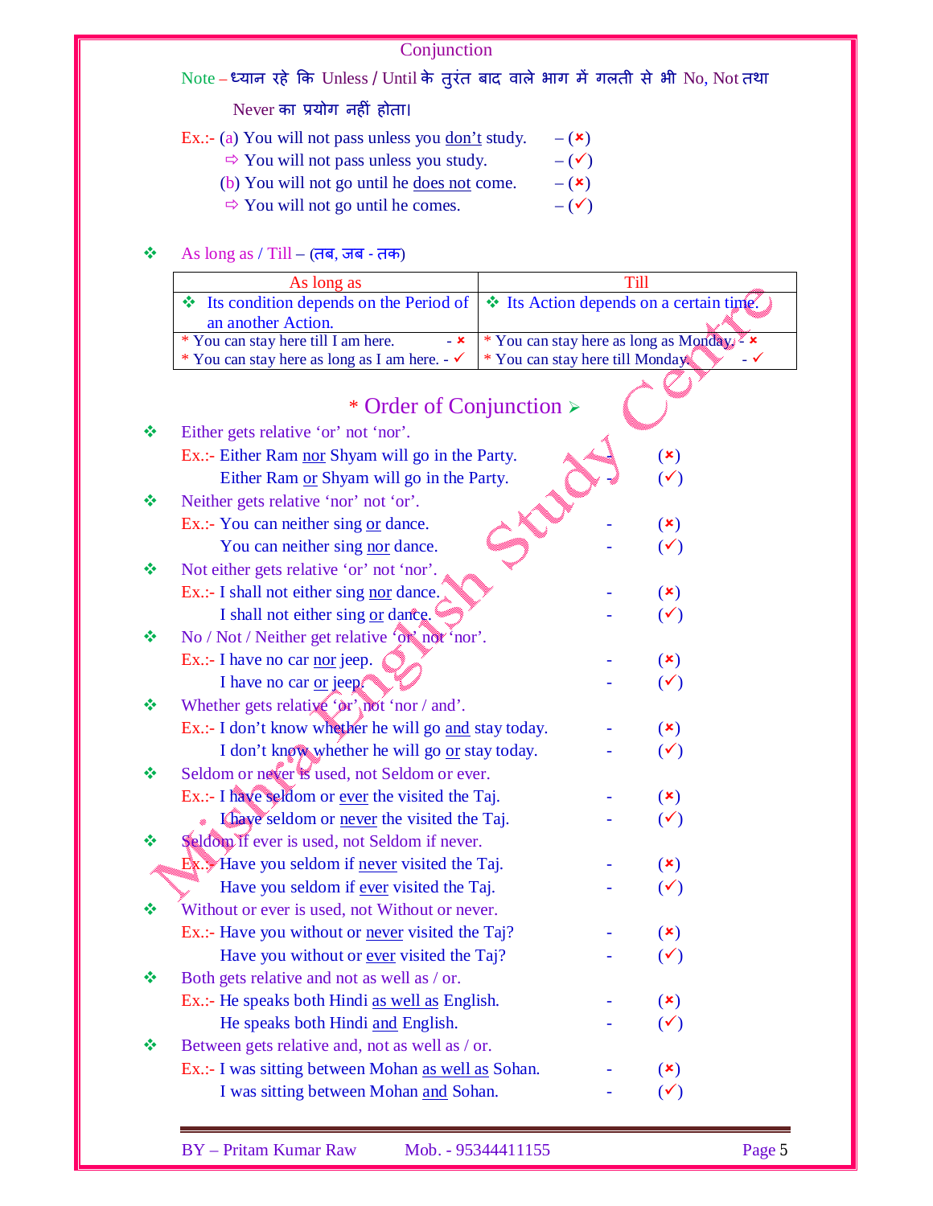## Conjunction

Note – ध्यान रहे कि Unless / Until के तुरंत बाद वाले भाग में गलती से भी No, Not तथा Never का प्रयोग नहीं होता।

Ex.:- (a) You will not pass unless you <u>don't</u> study. – (×)
⇨ You will not pass unless you study. – (✓)
(b) You will not go until he <u>does not</u> come. – (×)
⇨ You will not go until he comes. – (✓)

❖ As long as / Till – (तब, जब - तक)

| As long as | Till |
|---|---|
| ❖ Its condition depends on the Period of an another Action. | ❖ Its Action depends on a certain time. |
| * You can stay here till I am here. - ×<br>* You can stay here as long as I am here. - ✓ | * You can stay here as long as Monday. - ×<br>* You can stay here till Monday. - ✓ |

## * Order of Conjunction ➢

❖ Either gets relative 'or' not 'nor'.
Ex.:- Either Ram <u>nor</u> Shyam will go in the Party. - (×)
Either Ram <u>or</u> Shyam will go in the Party. - (✓)

❖ Neither gets relative 'nor' not 'or'.
Ex.:- You can neither sing <u>or</u> dance. - (×)
You can neither sing <u>nor</u> dance. - (✓)

❖ Not either gets relative 'or' not 'nor'.
Ex.:- I shall not either sing <u>nor</u> dance. - (×)
I shall not either sing <u>or</u> dance. - (✓)

❖ No / Not / Neither get relative 'or' not 'nor'.
Ex.:- I have no car <u>nor</u> jeep. - (×)
I have no car <u>or</u> jeep. - (✓)

❖ Whether gets relative 'or' not 'nor / and'.
Ex.:- I don't know whether he will go <u>and</u> stay today. - (×)
I don't know whether he will go <u>or</u> stay today. - (✓)

❖ Seldom or never is used, not Seldom or ever.
Ex.:- I have seldom or <u>ever</u> the visited the Taj. - (×)
I have seldom or <u>never</u> the visited the Taj. - (✓)

❖ Seldom if ever is used, not Seldom if never.
Ex.:- Have you seldom if <u>never</u> visited the Taj. - (×)
Have you seldom if <u>ever</u> visited the Taj. - (✓)

❖ Without or ever is used, not Without or never.
Ex.:- Have you without or <u>never</u> visited the Taj? - (×)
Have you without or <u>ever</u> visited the Taj? - (✓)

❖ Both gets relative and not as well as / or.
Ex.:- He speaks both Hindi <u>as well as</u> English. - (×)
He speaks both Hindi <u>and</u> English. - (✓)

❖ Between gets relative and, not as well as / or.
Ex.:- I was sitting between Mohan <u>as well as</u> Sohan. - (×)
I was sitting between Mohan <u>and</u> Sohan. - (✓)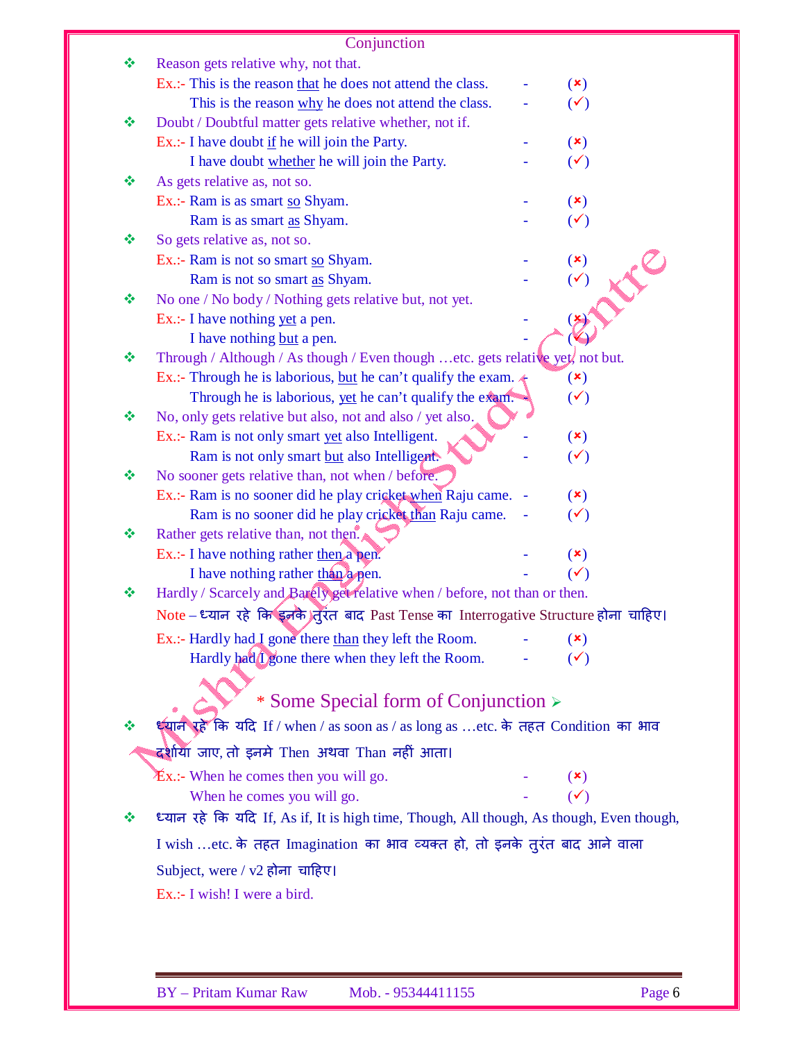## Conjunction

- Reason gets relative why, not that.

  Ex.:- This is the reason <u>that</u> he does not attend the class. - (×)
  This is the reason <u>why</u> he does not attend the class. - (✓)

- Doubt / Doubtful matter gets relative whether, not if.

  Ex.:- I have doubt <u>if</u> he will join the Party. - (×)
  I have doubt <u>whether</u> he will join the Party. - (✓)

- As gets relative as, not so.

  Ex.:- Ram is as smart <u>so</u> Shyam. - (×)
  Ram is as smart <u>as</u> Shyam. - (✓)

- So gets relative as, not so.

  Ex.:- Ram is not so smart <u>so</u> Shyam. - (×)
  Ram is not so smart <u>as</u> Shyam. - (✓)

- No one / No body / Nothing gets relative but, not yet.

  Ex.:- I have nothing <u>yet</u> a pen. - (×)
  I have nothing <u>but</u> a pen. - (✓)

- Through / Although / As though / Even though …etc. gets relative yet, not but.

  Ex.:- Through he is laborious, <u>but</u> he can't qualify the exam. - (×)
  Through he is laborious, <u>yet</u> he can't qualify the exam. - (✓)

- No, only gets relative but also, not and also / yet also.

  Ex.:- Ram is not only smart <u>yet</u> also Intelligent. - (×)
  Ram is not only smart <u>but</u> also Intelligent. - (✓)

- No sooner gets relative than, not when / before.

  Ex.:- Ram is no sooner did he play cricket <u>when</u> Raju came. - (×)
  Ram is no sooner did he play cricket <u>than</u> Raju came. - (✓)

- Rather gets relative than, not then.

  Ex.:- I have nothing rather <u>then</u> a pen. - (×)
  I have nothing rather <u>than</u> a pen. - (✓)

- Hardly / Scarcely and Barely get relative when / before, not than or then.

  Note – ध्यान रहे कि इनके तुरंत बाद Past Tense का Interrogative Structure होना चाहिए।

  Ex.:- Hardly had I gone there <u>than</u> they left the Room. - (×)
  Hardly had I gone there when they left the Room. - (✓)

### * Some Special form of Conjunction ➢

- ध्यान रहे कि यदि If / when / as soon as / as long as …etc. के तहत Condition का भाव दर्शाया जाए, तो इनमे Then अथवा Than नहीं आता।

  Ex.:- When he comes then you will go. - (×)
  When he comes you will go. - (✓)

- ध्यान रहे कि यदि If, As if, It is high time, Though, All though, As though, Even though, I wish …etc. के तहत Imagination का भाव व्यक्त हो, तो इनके तुरंत बाद आने वाला Subject, were / v2 होना चाहिए।

  Ex.:- I wish! I were a bird.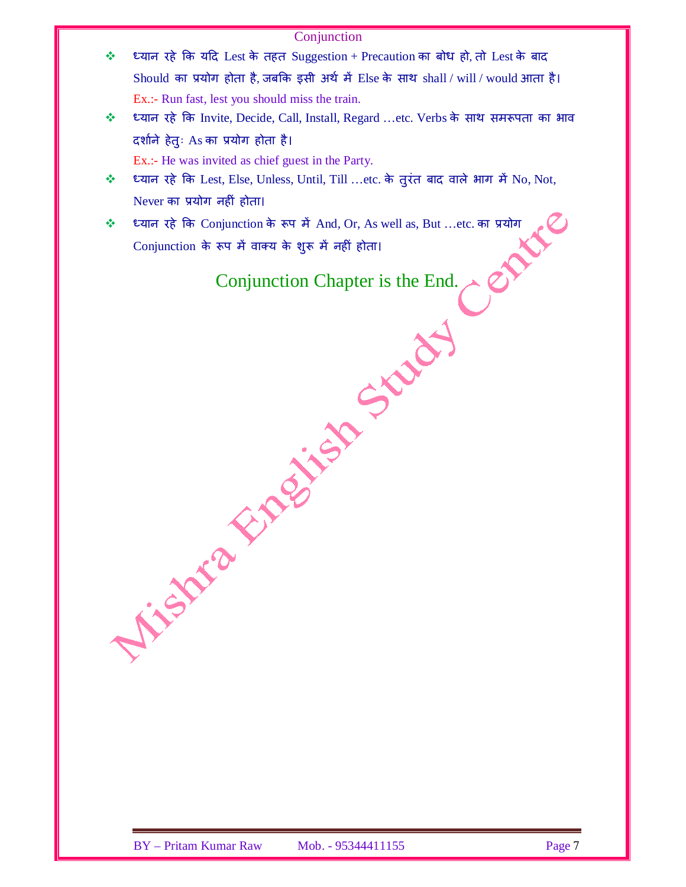- ध्यान रहे कि यदि Lest के तहत Suggestion + Precaution का बोध हो, तो Lest के बाद Should का प्रयोग होता है, जबकि इसी अर्थ में Else के साथ shall / will / would आता है।

  Ex.:- Run fast, lest you should miss the train.

- ध्यान रहे कि Invite, Decide, Call, Install, Regard …etc. Verbs के साथ समरूपता का भाव दर्शाने हेतुः As का प्रयोग होता है।

  Ex.:- He was invited as chief guest in the Party.

- ध्यान रहे कि Lest, Else, Unless, Until, Till …etc. के तुरंत बाद वाले भाग में No, Not, Never का प्रयोग नहीं होता।

- ध्यान रहे कि Conjunction के रूप में And, Or, As well as, But …etc. का प्रयोग Conjunction के रूप में वाक्य के शुरू में नहीं होता।

Conjunction Chapter is the End.